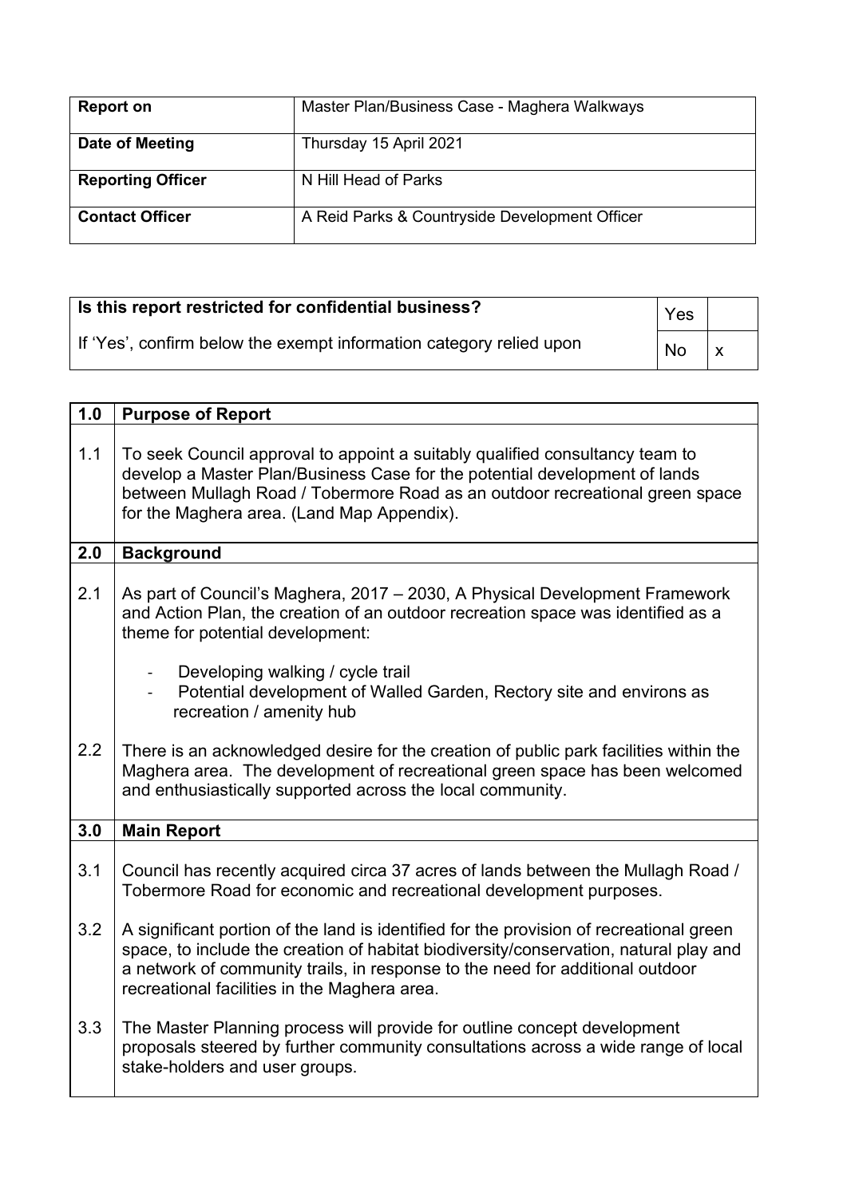| | |
|---|---|
| **Report on** | Master Plan/Business Case - Maghera Walkways |
| **Date of Meeting** | Thursday 15 April 2021 |
| **Reporting Officer** | N Hill Head of Parks |
| **Contact Officer** | A Reid Parks & Countryside Development Officer |

| | | |
|---|---|---|
| **Is this report restricted for confidential business?** | Yes | |
| If 'Yes', confirm below the exempt information category relied upon | No | x |

| | |
|---|---|
| **1.0** | **Purpose of Report** |
| 1.1 | To seek Council approval to appoint a suitably qualified consultancy team to develop a Master Plan/Business Case for the potential development of lands between Mullagh Road / Tobermore Road as an outdoor recreational green space for the Maghera area. (Land Map Appendix). |
| **2.0** | **Background** |
| 2.1 | As part of Council's Maghera, 2017 – 2030, A Physical Development Framework and Action Plan, the creation of an outdoor recreation space was identified as a theme for potential development:<br>- Developing walking / cycle trail<br>- Potential development of Walled Garden, Rectory site and environs as recreation / amenity hub |
| 2.2 | There is an acknowledged desire for the creation of public park facilities within the Maghera area. The development of recreational green space has been welcomed and enthusiastically supported across the local community. |
| **3.0** | **Main Report** |
| 3.1 | Council has recently acquired circa 37 acres of lands between the Mullagh Road / Tobermore Road for economic and recreational development purposes. |
| 3.2 | A significant portion of the land is identified for the provision of recreational green space, to include the creation of habitat biodiversity/conservation, natural play and a network of community trails, in response to the need for additional outdoor recreational facilities in the Maghera area. |
| 3.3 | The Master Planning process will provide for outline concept development proposals steered by further community consultations across a wide range of local stake-holders and user groups. |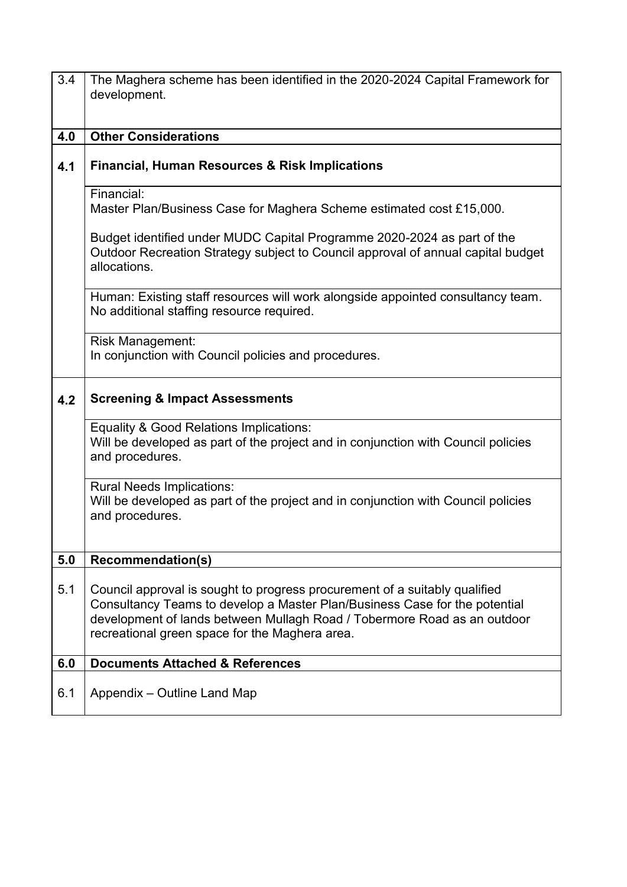| | |
|---|---|
| 3.4 | The Maghera scheme has been identified in the 2020-2024 Capital Framework for development. |
| **4.0** | **Other Considerations** |
| **4.1** | **Financial, Human Resources & Risk Implications** |
| | Financial:<br>Master Plan/Business Case for Maghera Scheme estimated cost £15,000.<br><br>Budget identified under MUDC Capital Programme 2020-2024 as part of the Outdoor Recreation Strategy subject to Council approval of annual capital budget allocations. |
| | Human: Existing staff resources will work alongside appointed consultancy team. No additional staffing resource required. |
| | Risk Management:<br>In conjunction with Council policies and procedures. |
| **4.2** | **Screening & Impact Assessments** |
| | Equality & Good Relations Implications:<br>Will be developed as part of the project and in conjunction with Council policies and procedures. |
| | Rural Needs Implications:<br>Will be developed as part of the project and in conjunction with Council policies and procedures. |
| **5.0** | **Recommendation(s)** |
| 5.1 | Council approval is sought to progress procurement of a suitably qualified Consultancy Teams to develop a Master Plan/Business Case for the potential development of lands between Mullagh Road / Tobermore Road as an outdoor recreational green space for the Maghera area. |
| **6.0** | **Documents Attached & References** |
| 6.1 | Appendix – Outline Land Map |